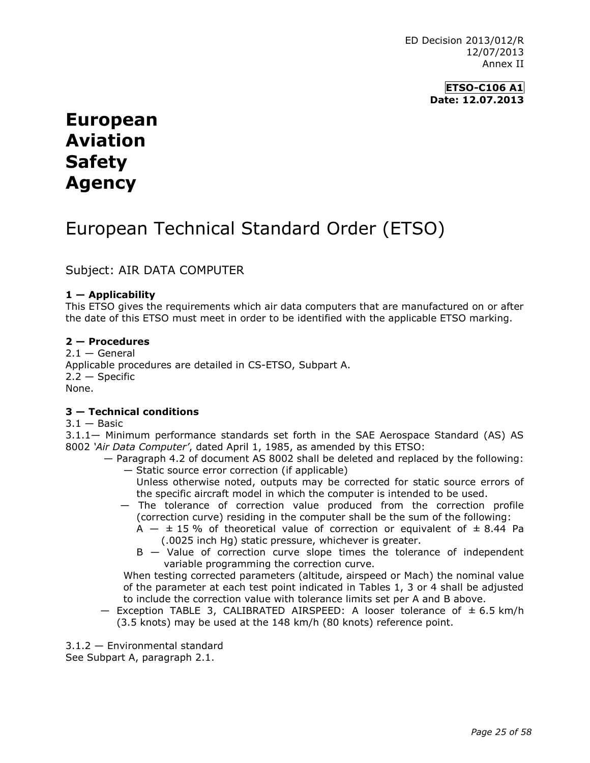ED Decision 2013/012/R
12/07/2013
Annex II

**ETSO-C106 A1**
**Date: 12.07.2013**

# European Aviation Safety Agency

# European Technical Standard Order (ETSO)

Subject: AIR DATA COMPUTER

**1 — Applicability**
This ETSO gives the requirements which air data computers that are manufactured on or after the date of this ETSO must meet in order to be identified with the applicable ETSO marking.

**2 — Procedures**
2.1 — General
Applicable procedures are detailed in CS-ETSO, Subpart A.
2.2 — Specific
None.

**3 — Technical conditions**
3.1 — Basic
3.1.1— Minimum performance standards set forth in the SAE Aerospace Standard (AS) AS 8002 *'Air Data Computer'*, dated April 1, 1985, as amended by this ETSO:

- — Paragraph 4.2 of document AS 8002 shall be deleted and replaced by the following:
  - — Static source error correction (if applicable)
    Unless otherwise noted, outputs may be corrected for static source errors of the specific aircraft model in which the computer is intended to be used.
  - — The tolerance of correction value produced from the correction profile (correction curve) residing in the computer shall be the sum of the following:
    - A — ± 15 % of theoretical value of correction or equivalent of ± 8.44 Pa (.0025 inch Hg) static pressure, whichever is greater.
    - B — Value of correction curve slope times the tolerance of independent variable programming the correction curve.

  When testing corrected parameters (altitude, airspeed or Mach) the nominal value of the parameter at each test point indicated in Tables 1, 3 or 4 shall be adjusted to include the correction value with tolerance limits set per A and B above.
- — Exception TABLE 3, CALIBRATED AIRSPEED: A looser tolerance of ± 6.5 km/h (3.5 knots) may be used at the 148 km/h (80 knots) reference point.

3.1.2 — Environmental standard
See Subpart A, paragraph 2.1.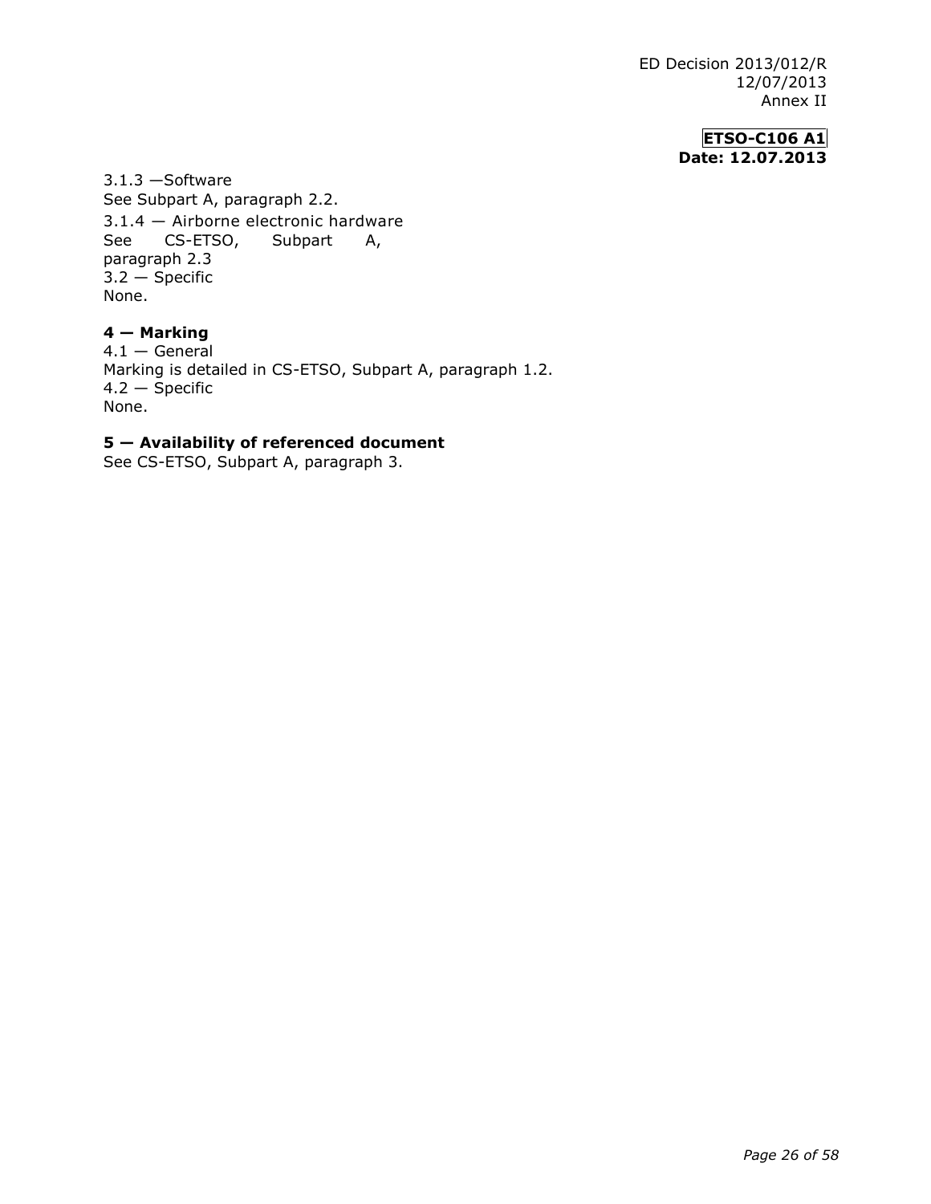3.1.3 —Software
See Subpart A, paragraph 2.2.

3.1.4 — Airborne electronic hardware
See CS-ETSO, Subpart A, paragraph 2.3

3.2 — Specific
None.

## 4 — Marking

4.1 — General
Marking is detailed in CS-ETSO, Subpart A, paragraph 1.2.

4.2 — Specific
None.

## 5 — Availability of referenced document

See CS-ETSO, Subpart A, paragraph 3.